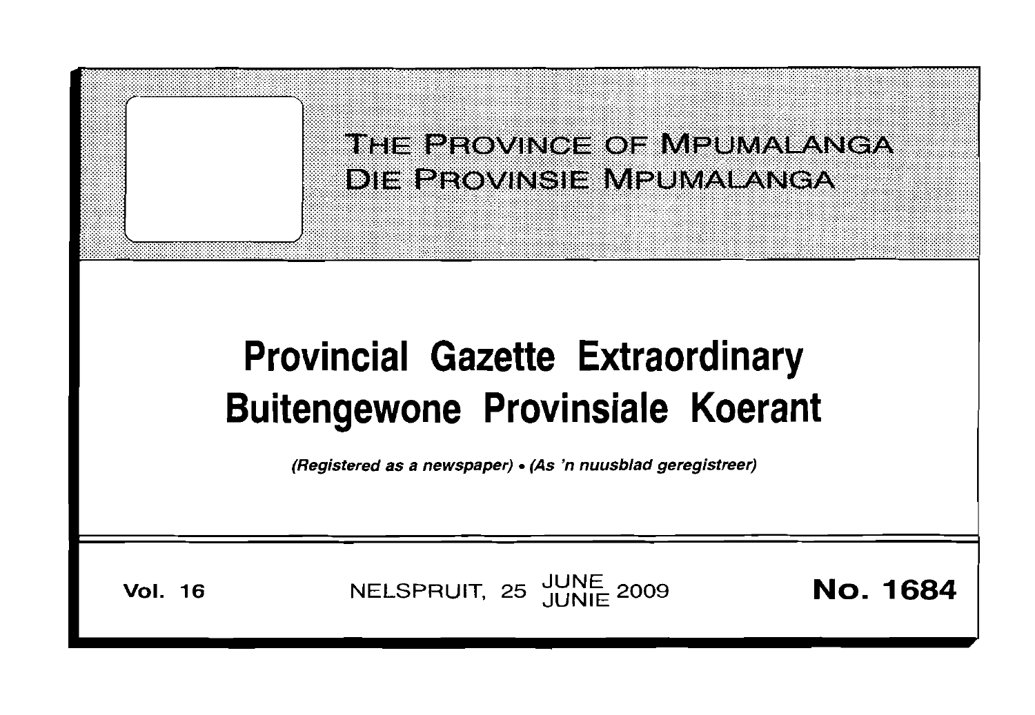THE PROVINCE OF MPUMALANGA
DIE PROVINSIE MPUMALANGA

# Provincial Gazette Extraordinary
# Buitengewone Provinsiale Koerant

*(Registered as a newspaper)* • *(As 'n nuusblad geregistreer)*

**Vol. 16** NELSPRUIT, 25 JUNE JUNIE 2009 **No. 1684**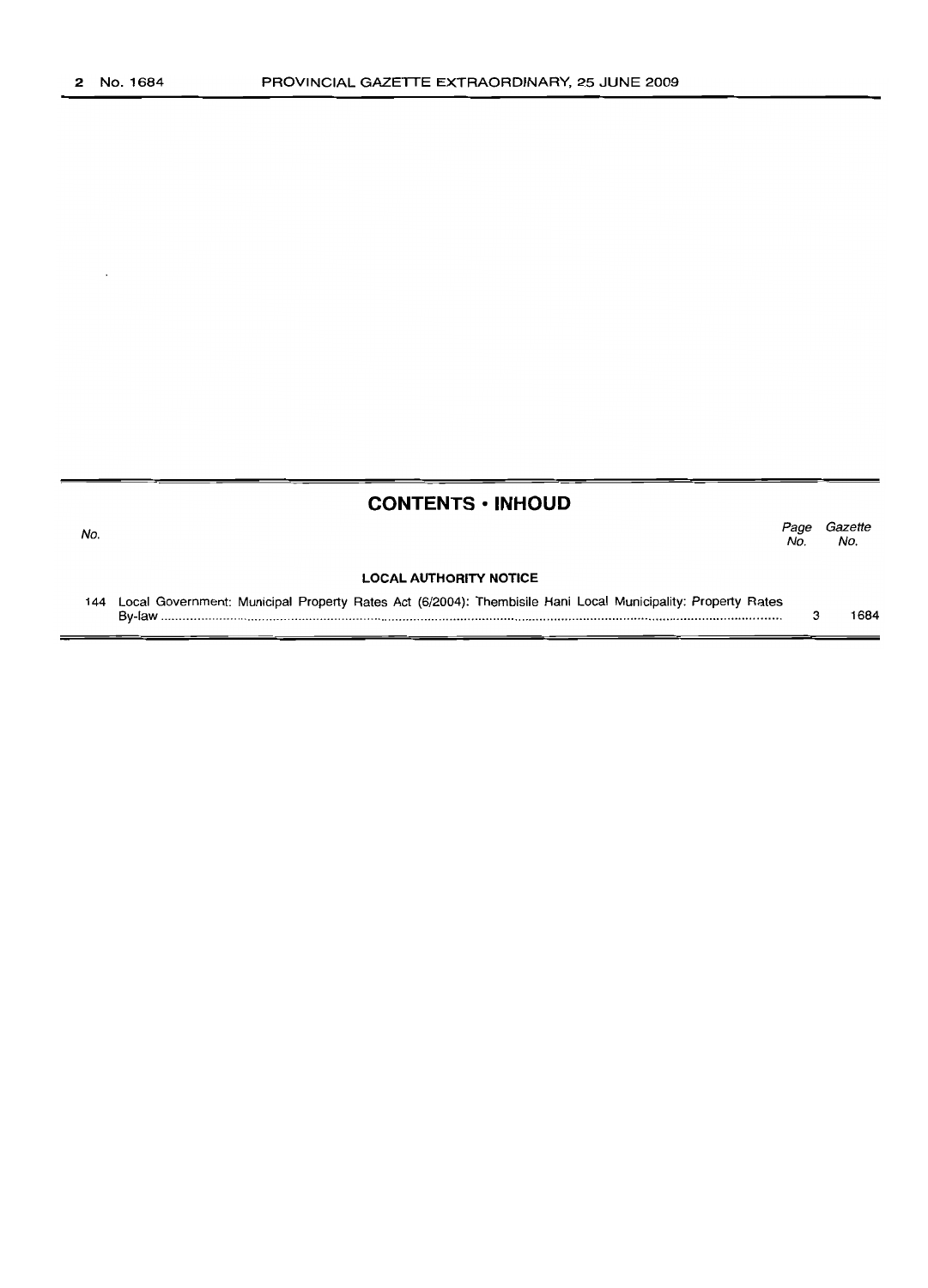## CONTENTS • INHOUD

| No. | | Page No. | Gazette No. |
|---|---|---|---|
| | **LOCAL AUTHORITY NOTICE** | | |
| 144 | Local Government: Municipal Property Rates Act (6/2004): Thembisile Hani Local Municipality: Property Rates By-law | 3 | 1684 |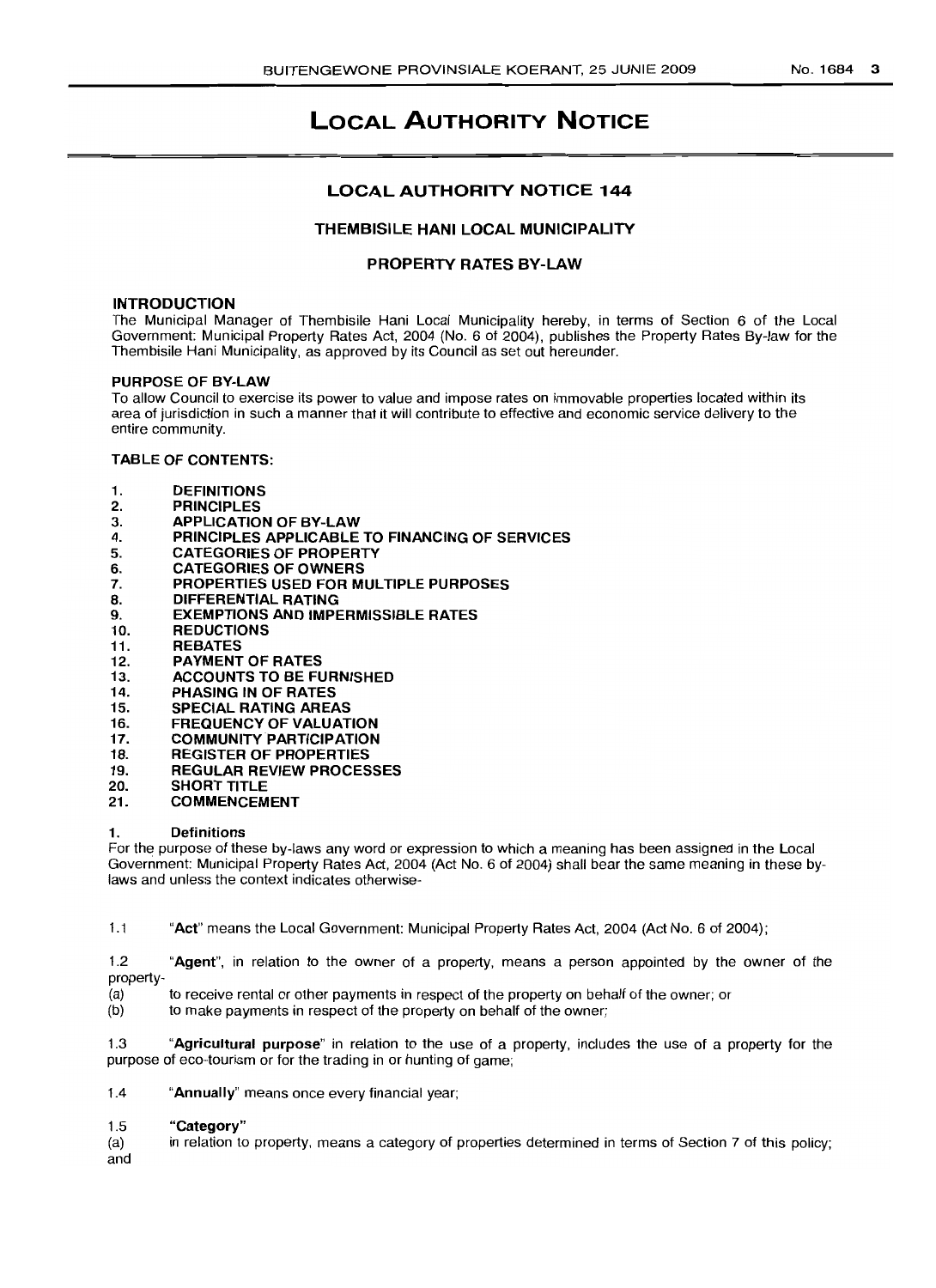# LOCAL AUTHORITY NOTICE

## LOCAL AUTHORITY NOTICE 144

### THEMBISILE HANI LOCAL MUNICIPALITY

### PROPERTY RATES BY-LAW

**INTRODUCTION**

The Municipal Manager of Thembisile Hani Local Municipality hereby, in terms of Section 6 of the Local Government: Municipal Property Rates Act, 2004 (No. 6 of 2004), publishes the Property Rates By-law for the Thembisile Hani Municipality, as approved by its Council as set out hereunder.

**PURPOSE OF BY-LAW**

To allow Council to exercise its power to value and impose rates on immovable properties located within its area of jurisdiction in such a manner that it will contribute to effective and economic service delivery to the entire community.

**TABLE OF CONTENTS:**

1. **DEFINITIONS**
2. **PRINCIPLES**
3. **APPLICATION OF BY-LAW**
4. **PRINCIPLES APPLICABLE TO FINANCING OF SERVICES**
5. **CATEGORIES OF PROPERTY**
6. **CATEGORIES OF OWNERS**
7. **PROPERTIES USED FOR MULTIPLE PURPOSES**
8. **DIFFERENTIAL RATING**
9. **EXEMPTIONS AND IMPERMISSIBLE RATES**
10. **REDUCTIONS**
11. **REBATES**
12. **PAYMENT OF RATES**
13. **ACCOUNTS TO BE FURNISHED**
14. **PHASING IN OF RATES**
15. **SPECIAL RATING AREAS**
16. **FREQUENCY OF VALUATION**
17. **COMMUNITY PARTICIPATION**
18. **REGISTER OF PROPERTIES**
19. **REGULAR REVIEW PROCESSES**
20. **SHORT TITLE**
21. **COMMENCEMENT**

**1. Definitions**

For the purpose of these by-laws any word or expression to which a meaning has been assigned in the Local Government: Municipal Property Rates Act, 2004 (Act No. 6 of 2004) shall bear the same meaning in these by-laws and unless the context indicates otherwise-

1.1 "**Act**" means the Local Government: Municipal Property Rates Act, 2004 (Act No. 6 of 2004);

1.2 "**Agent**", in relation to the owner of a property, means a person appointed by the owner of the property-

(a) to receive rental or other payments in respect of the property on behalf of the owner; or

(b) to make payments in respect of the property on behalf of the owner;

1.3 "**Agricultural purpose**" in relation to the use of a property, includes the use of a property for the purpose of eco-tourism or for the trading in or hunting of game;

1.4 "**Annually**" means once every financial year;

1.5 **"Category"**

(a) in relation to property, means a category of properties determined in terms of Section 7 of this policy; and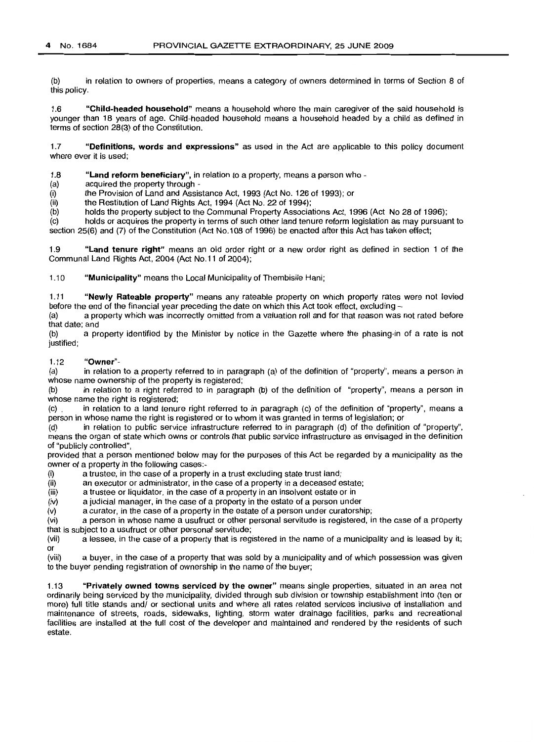(b) in relation to owners of properties, means a category of owners determined in terms of Section 8 of this policy.

1.6 **"Child-headed household"** means a household where the main caregiver of the said household is younger than 18 years of age. Child-headed household means a household headed by a child as defined in terms of section 28(3) of the Constitution.

1.7 **"Definitions, words and expressions"** as used in the Act are applicable to this policy document where ever it is used;

1.8 **"Land reform beneficiary"**, in relation to a property, means a person who -

(a) acquired the property through -

(i) the Provision of Land and Assistance Act, 1993 (Act No. 126 of 1993); or

(ii) the Restitution of Land Rights Act, 1994 (Act No. 22 of 1994);

(b) holds the property subject to the Communal Property Associations Act, 1996 (Act No 28 of 1996);

(c) holds or acquires the property in terms of such other land tenure reform legislation as may pursuant to section 25(6) and (7) of the Constitution (Act No.108 of 1996) be enacted after this Act has taken effect;

1.9 **"Land tenure right"** means an old order right or a new order right as defined in section 1 of the Communal Land Rights Act, 2004 (Act No.11 of 2004);

1.10 **"Municipality"** means the Local Municipality of Thembisile Hani;

1.11 **"Newly Rateable property"** means any rateable property on which property rates were not levied before the end of the financial year preceding the date on which this Act took effect, excluding –

(a) a property which was incorrectly omitted from a valuation roll and for that reason was not rated before that date; and

(b) a property identified by the Minister by notice in the Gazette where the phasing-in of a rate is not justified;

1.12 **"Owner"**-

(a) in relation to a property referred to in paragraph (a) of the definition of "property", means a person in whose name ownership of the property is registered;

(b) in relation to a right referred to in paragraph (b) of the definition of "property", means a person in whose name the right is registered;

(c) in relation to a land tenure right referred to in paragraph (c) of the definition of "property", means a person in whose name the right is registered or to whom it was granted in terms of legislation; or

(d) in relation to public service infrastructure referred to in paragraph (d) of the definition of "property", means the organ of state which owns or controls that public service infrastructure as envisaged in the definition of "publicly controlled",

provided that a person mentioned below may for the purposes of this Act be regarded by a municipality as the owner of a property in the following cases:-

(i) a trustee, in the case of a property in a trust excluding state trust land;

(ii) an executor or administrator, in the case of a property in a deceased estate;

(iii) a trustee or liquidator, in the case of a property in an insolvent estate or in

(iv) a judicial manager, in the case of a property in the estate of a person under

(v) a curator, in the case of a property in the estate of a person under curatorship;

(vi) a person in whose name a usufruct or other personal servitude is registered, in the case of a property that is subject to a usufruct or other personal servitude;

(vii) a lessee, in the case of a property that is registered in the name of a municipality and is leased by it; or

(viii) a buyer, in the case of a property that was sold by a municipality and of which possession was given to the buyer pending registration of ownership in the name of the buyer;

1.13 **"Privately owned towns serviced by the owner"** means single properties, situated in an area not ordinarily being serviced by the municipality, divided through sub division or township establishment into (ten or more) full title stands and/ or sectional units and where all rates related services inclusive of installation and maintenance of streets, roads, sidewalks, lighting, storm water drainage facilities, parks and recreational facilities are installed at the full cost of the developer and maintained and rendered by the residents of such estate.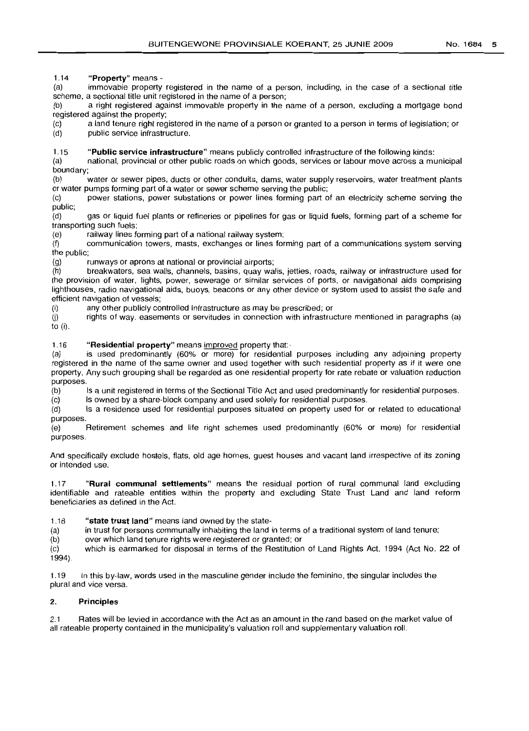1.14 **"Property"** means -

(a) immovable property registered in the name of a person, including, in the case of a sectional title scheme, a sectional title unit registered in the name of a person;

(b) a right registered against immovable property in the name of a person, excluding a mortgage bond registered against the property;

(c) a land tenure right registered in the name of a person or granted to a person in terms of legislation; or

(d) public service infrastructure.

1.15 **"Public service infrastructure"** means publicly controlled infrastructure of the following kinds:

(a) national, provincial or other public roads on which goods, services or labour move across a municipal boundary;

(b) water or sewer pipes, ducts or other conduits, dams, water supply reservoirs, water treatment plants or water pumps forming part of a water or sewer scheme serving the public;

(c) power stations, power substations or power lines forming part of an electricity scheme serving the public;

(d) gas or liquid fuel plants or refineries or pipelines for gas or liquid fuels, forming part of a scheme for transporting such fuels;

(e) railway lines forming part of a national railway system;

(f) communication towers, masts, exchanges or lines forming part of a communications system serving the public;

(g) runways or aprons at national or provincial airports;

(h) breakwaters, sea walls, channels, basins, quay walls, jetties, roads, railway or infrastructure used for the provision of water, lights, power, sewerage or similar services of ports, or navigational aids comprising lighthouses, radio navigational aids, buoys, beacons or any other device or system used to assist the safe and efficient navigation of vessels;

(i) any other publicly controlled infrastructure as may be prescribed; or

(j) rights of way, easements or servitudes in connection with infrastructure mentioned in paragraphs (a) to (i).

1.16 **"Residential property"** means <u>improved</u> property that:-

(a) is used predominantly (60% or more) for residential purposes including any adjoining property registered in the name of the same owner and used together with such residential property as if it were one property. Any such grouping shall be regarded as one residential property for rate rebate or valuation reduction purposes.

(b) Is a unit registered in terms of the Sectional Title Act and used predominantly for residential purposes.

(c) Is owned by a share-block company and used solely for residential purposes.

(d) Is a residence used for residential purposes situated on property used for or related to educational purposes.

(e) Retirement schemes and life right schemes used predominantly (60% or more) for residential purposes.

And specifically exclude hostels, flats, old age homes, guest houses and vacant land irrespective of its zoning or intended use.

1.17 **"Rural communal settlements"** means the residual portion of rural communal land excluding identifiable and rateable entities within the property and excluding State Trust Land and land reform beneficiaries as defined in the Act.

1.18 **"state trust land"** means land owned by the state-

(a) in trust for persons communally inhabiting the land in terms of a traditional system of land tenure;

(b) over which land tenure rights were registered or granted; or

(c) which is earmarked for disposal in terms of the Restitution of Land Rights Act, 1994 (Act No. 22 of 1994).

1.19 In this by-law, words used in the masculine gender include the feminine, the singular includes the plural and vice versa.

## 2. Principles

2.1 Rates will be levied in accordance with the Act as an amount in the rand based on the market value of all rateable property contained in the municipality's valuation roll and supplementary valuation roll.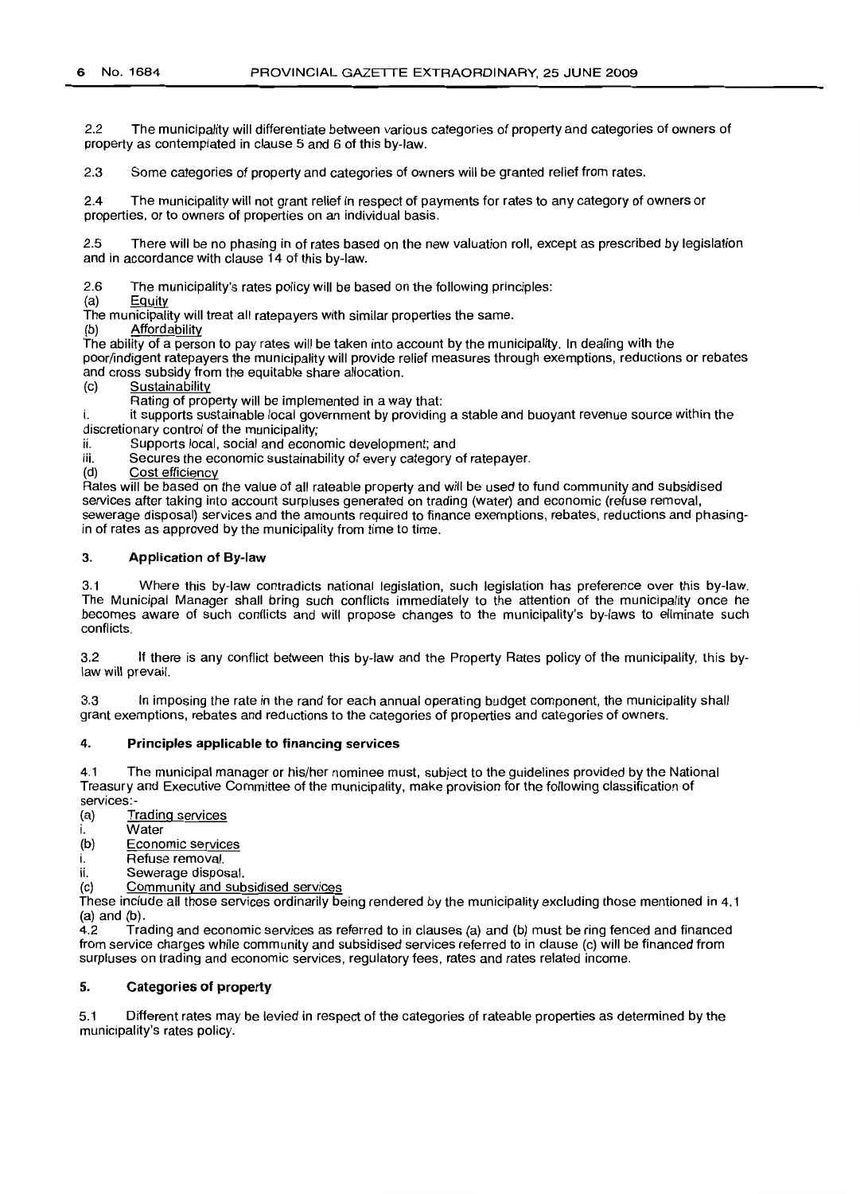2.2 The municipality will differentiate between various categories of property and categories of owners of property as contemplated in clause 5 and 6 of this by-law.

2.3 Some categories of property and categories of owners will be granted relief from rates.

2.4 The municipality will not grant relief in respect of payments for rates to any category of owners or properties, or to owners of properties on an individual basis.

2.5 There will be no phasing in of rates based on the new valuation roll, except as prescribed by legislation and in accordance with clause 14 of this by-law.

2.6 The municipality's rates policy will be based on the following principles:

(a) Equity

The municipality will treat all ratepayers with similar properties the same.

(b) Affordability

The ability of a person to pay rates will be taken into account by the municipality. In dealing with the poor/indigent ratepayers the municipality will provide relief measures through exemptions, reductions or rebates and cross subsidy from the equitable share allocation.

(c) Sustainability

Rating of property will be implemented in a way that:

i. it supports sustainable local government by providing a stable and buoyant revenue source within the discretionary control of the municipality;

ii. Supports local, social and economic development; and

iii. Secures the economic sustainability of every category of ratepayer.

(d) Cost efficiency

Rates will be based on the value of all rateable property and will be used to fund community and subsidised services after taking into account surpluses generated on trading (water) and economic (refuse removal, sewerage disposal) services and the amounts required to finance exemptions, rebates, reductions and phasing-in of rates as approved by the municipality from time to time.

## 3. Application of By-law

3.1 Where this by-law contradicts national legislation, such legislation has preference over this by-law. The Municipal Manager shall bring such conflicts immediately to the attention of the municipality once he becomes aware of such conflicts and will propose changes to the municipality's by-laws to eliminate such conflicts.

3.2 If there is any conflict between this by-law and the Property Rates policy of the municipality, this by-law will prevail.

3.3 In imposing the rate in the rand for each annual operating budget component, the municipality shall grant exemptions, rebates and reductions to the categories of properties and categories of owners.

## 4. Principles applicable to financing services

4.1 The municipal manager or his/her nominee must, subject to the guidelines provided by the National Treasury and Executive Committee of the municipality, make provision for the following classification of services:-

(a) Trading services

i. Water

(b) Economic services

i. Refuse removal.

ii. Sewerage disposal.

(c) Community and subsidised services

These include all those services ordinarily being rendered by the municipality excluding those mentioned in 4.1 (a) and (b).

4.2 Trading and economic services as referred to in clauses (a) and (b) must be ring fenced and financed from service charges while community and subsidised services referred to in clause (c) will be financed from surpluses on trading and economic services, regulatory fees, rates and rates related income.

## 5. Categories of property

5.1 Different rates may be levied in respect of the categories of rateable properties as determined by the municipality's rates policy.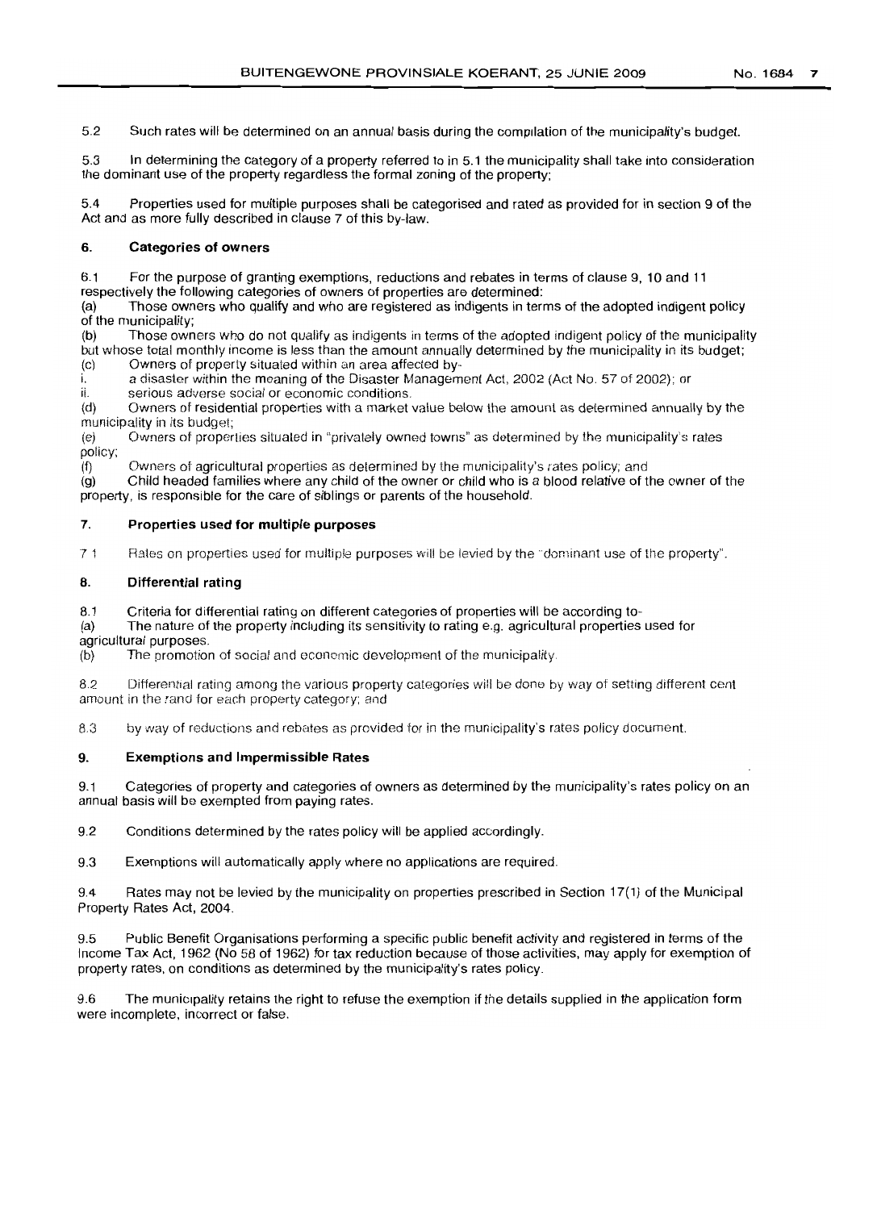5.2 Such rates will be determined on an annual basis during the compilation of the municipality's budget.

5.3 In determining the category of a property referred to in 5.1 the municipality shall take into consideration the dominant use of the property regardless the formal zoning of the property;

5.4 Properties used for multiple purposes shall be categorised and rated as provided for in section 9 of the Act and as more fully described in clause 7 of this by-law.

### 6. Categories of owners

6.1 For the purpose of granting exemptions, reductions and rebates in terms of clause 9, 10 and 11 respectively the following categories of owners of properties are determined:

(a) Those owners who qualify and who are registered as indigents in terms of the adopted indigent policy of the municipality;

(b) Those owners who do not qualify as indigents in terms of the adopted indigent policy of the municipality but whose total monthly income is less than the amount annually determined by the municipality in its budget;

(c) Owners of property situated within an area affected by-

i. a disaster within the meaning of the Disaster Management Act, 2002 (Act No. 57 of 2002); or

ii. serious adverse social or economic conditions.

(d) Owners of residential properties with a market value below the amount as determined annually by the municipality in its budget;

(e) Owners of properties situated in "privately owned towns" as determined by the municipality's rates policy;

(f) Owners of agricultural properties as determined by the municipality's rates policy; and

(g) Child headed families where any child of the owner or child who is a blood relative of the owner of the property, is responsible for the care of siblings or parents of the household.

### 7. Properties used for multiple purposes

7.1 Rates on properties used for multiple purposes will be levied by the "dominant use of the property".

### 8. Differential rating

8.1 Criteria for differential rating on different categories of properties will be according to-

(a) The nature of the property including its sensitivity to rating e.g. agricultural properties used for agricultural purposes.

(b) The promotion of social and economic development of the municipality.

8.2 Differential rating among the various property categories will be done by way of setting different cent amount in the rand for each property category; and

8.3 by way of reductions and rebates as provided for in the municipality's rates policy document.

### 9. Exemptions and Impermissible Rates

9.1 Categories of property and categories of owners as determined by the municipality's rates policy on an annual basis will be exempted from paying rates.

9.2 Conditions determined by the rates policy will be applied accordingly.

9.3 Exemptions will automatically apply where no applications are required.

9.4 Rates may not be levied by the municipality on properties prescribed in Section 17(1) of the Municipal Property Rates Act, 2004.

9.5 Public Benefit Organisations performing a specific public benefit activity and registered in terms of the Income Tax Act, 1962 (No 58 of 1962) for tax reduction because of those activities, may apply for exemption of property rates, on conditions as determined by the municipality's rates policy.

9.6 The municipality retains the right to refuse the exemption if the details supplied in the application form were incomplete, incorrect or false.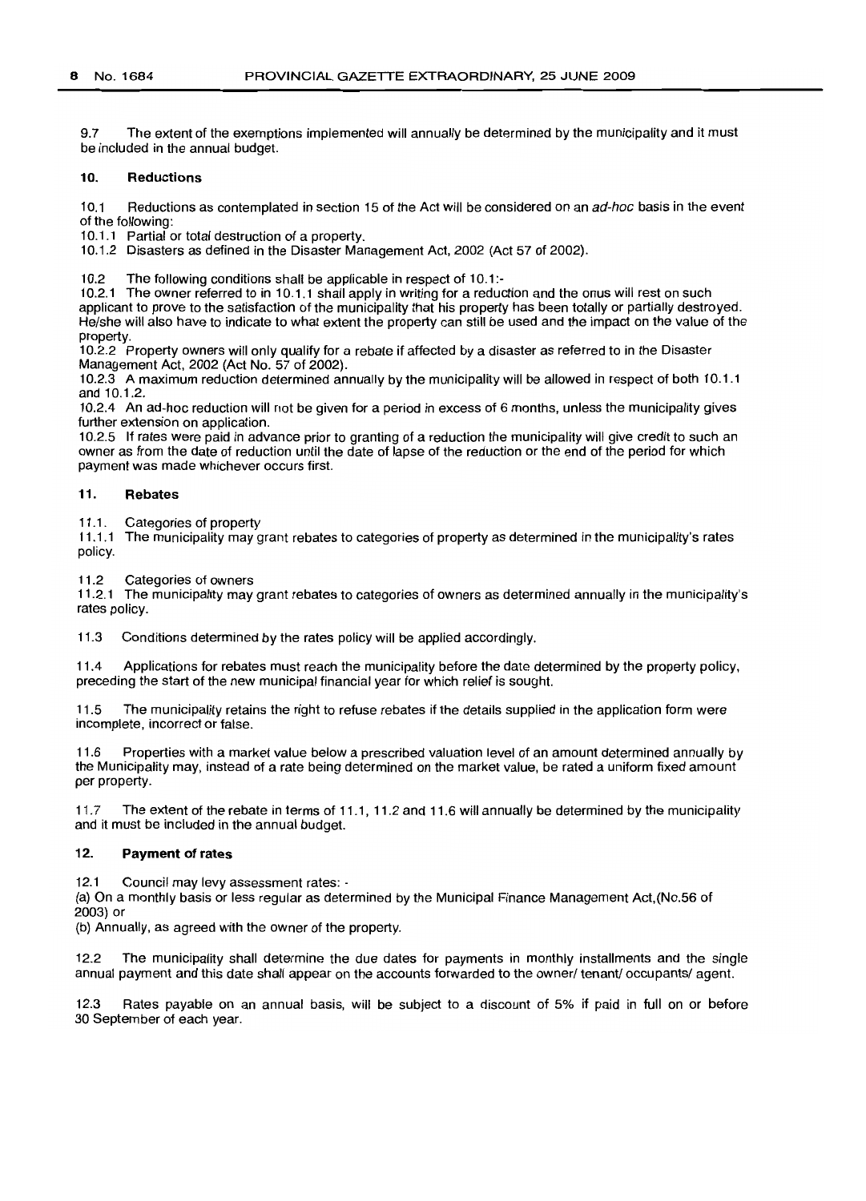9.7 The extent of the exemptions implemented will annually be determined by the municipality and it must be included in the annual budget.

## 10. Reductions

10.1 Reductions as contemplated in section 15 of the Act will be considered on an *ad-hoc* basis in the event of the following:

10.1.1 Partial or total destruction of a property.

10.1.2 Disasters as defined in the Disaster Management Act, 2002 (Act 57 of 2002).

10.2 The following conditions shall be applicable in respect of 10.1:-

10.2.1 The owner referred to in 10.1.1 shall apply in writing for a reduction and the onus will rest on such applicant to prove to the satisfaction of the municipality that his property has been totally or partially destroyed. He/she will also have to indicate to what extent the property can still be used and the impact on the value of the property.

10.2.2 Property owners will only qualify for a rebate if affected by a disaster as referred to in the Disaster Management Act, 2002 (Act No. 57 of 2002).

10.2.3 A maximum reduction determined annually by the municipality will be allowed in respect of both 10.1.1 and 10.1.2.

10.2.4 An ad-hoc reduction will not be given for a period in excess of 6 months, unless the municipality gives further extension on application.

10.2.5 If rates were paid in advance prior to granting of a reduction the municipality will give credit to such an owner as from the date of reduction until the date of lapse of the reduction or the end of the period for which payment was made whichever occurs first.

## 11. Rebates

11.1. Categories of property

11.1.1 The municipality may grant rebates to categories of property as determined in the municipality's rates policy.

11.2 Categories of owners

11.2.1 The municipality may grant rebates to categories of owners as determined annually in the municipality's rates policy.

11.3 Conditions determined by the rates policy will be applied accordingly.

11.4 Applications for rebates must reach the municipality before the date determined by the property policy, preceding the start of the new municipal financial year for which relief is sought.

11.5 The municipality retains the right to refuse rebates if the details supplied in the application form were incomplete, incorrect or false.

11.6 Properties with a market value below a prescribed valuation level of an amount determined annually by the Municipality may, instead of a rate being determined on the market value, be rated a uniform fixed amount per property.

11.7 The extent of the rebate in terms of 11.1, 11.2 and 11.6 will annually be determined by the municipality and it must be included in the annual budget.

## 12. Payment of rates

12.1 Council may levy assessment rates: -

(a) On a monthly basis or less regular as determined by the Municipal Finance Management Act,(No.56 of 2003) or

(b) Annually, as agreed with the owner of the property.

12.2 The municipality shall determine the due dates for payments in monthly installments and the single annual payment and this date shall appear on the accounts forwarded to the owner/ tenant/ occupants/ agent.

12.3 Rates payable on an annual basis, will be subject to a discount of 5% if paid in full on or before 30 September of each year.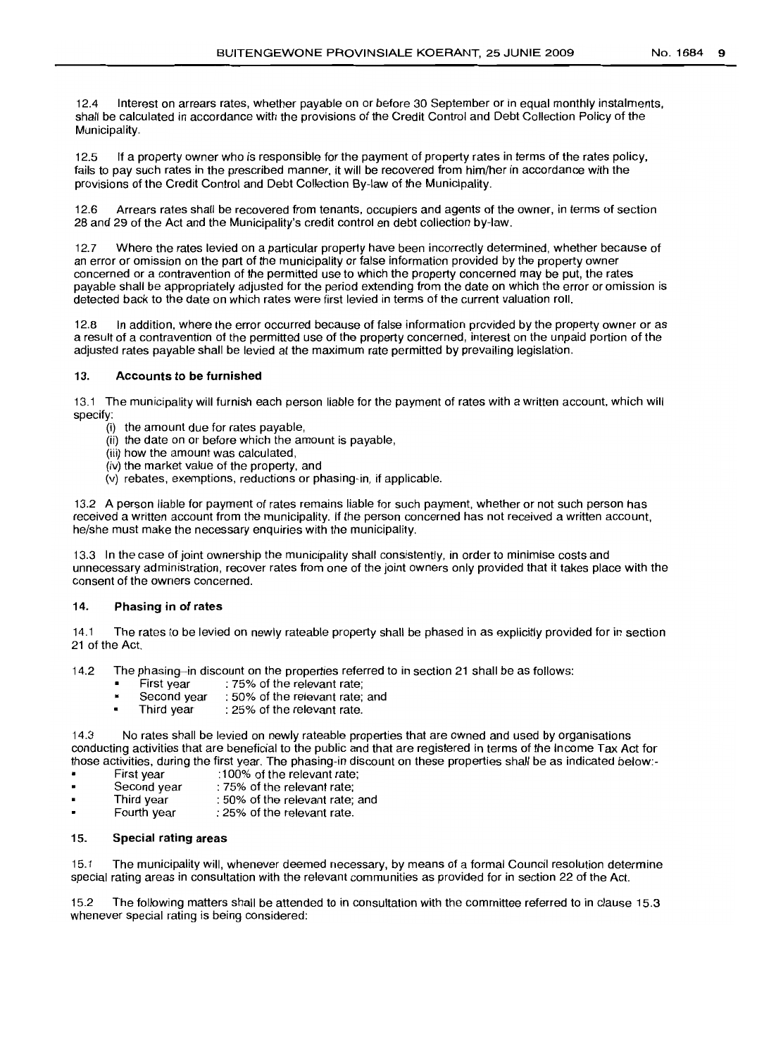12.4 Interest on arrears rates, whether payable on or before 30 September or in equal monthly instalments, shall be calculated in accordance with the provisions of the Credit Control and Debt Collection Policy of the Municipality.

12.5 If a property owner who is responsible for the payment of property rates in terms of the rates policy, fails to pay such rates in the prescribed manner, it will be recovered from him/her in accordance with the provisions of the Credit Control and Debt Collection By-law of the Municipality.

12.6 Arrears rates shall be recovered from tenants, occupiers and agents of the owner, in terms of section 28 and 29 of the Act and the Municipality's credit control en debt collection by-law.

12.7 Where the rates levied on a particular property have been incorrectly determined, whether because of an error or omission on the part of the municipality or false information provided by the property owner concerned or a contravention of the permitted use to which the property concerned may be put, the rates payable shall be appropriately adjusted for the period extending from the date on which the error or omission is detected back to the date on which rates were first levied in terms of the current valuation roll.

12.8 In addition, where the error occurred because of false information provided by the property owner or as a result of a contravention of the permitted use of the property concerned, interest on the unpaid portion of the adjusted rates payable shall be levied at the maximum rate permitted by prevailing legislation.

### 13. Accounts to be furnished

13.1 The municipality will furnish each person liable for the payment of rates with a written account, which will specify:

(i) the amount due for rates payable,
(ii) the date on or before which the amount is payable,
(iii) how the amount was calculated,
(iv) the market value of the property, and
(v) rebates, exemptions, reductions or phasing-in, if applicable.

13.2 A person liable for payment of rates remains liable for such payment, whether or not such person has received a written account from the municipality. If the person concerned has not received a written account, he/she must make the necessary enquiries with the municipality.

13.3 In the case of joint ownership the municipality shall consistently, in order to minimise costs and unnecessary administration, recover rates from one of the joint owners only provided that it takes place with the consent of the owners concerned.

### 14. Phasing in of rates

14.1 The rates to be levied on newly rateable property shall be phased in as explicitly provided for in section 21 of the Act.

14.2 The phasing–in discount on the properties referred to in section 21 shall be as follows:

- First year : 75% of the relevant rate;
- Second year : 50% of the relevant rate; and
- Third year : 25% of the relevant rate.

14.3 No rates shall be levied on newly rateable properties that are owned and used by organisations conducting activities that are beneficial to the public and that are registered in terms of the Income Tax Act for those activities, during the first year. The phasing-in discount on these properties shall be as indicated below:-

- First year :100% of the relevant rate;
- Second year : 75% of the relevant rate;
- Third year : 50% of the relevant rate; and
- Fourth year : 25% of the relevant rate.

### 15. Special rating areas

15.1 The municipality will, whenever deemed necessary, by means of a formal Council resolution determine special rating areas in consultation with the relevant communities as provided for in section 22 of the Act.

15.2 The following matters shall be attended to in consultation with the committee referred to in clause 15.3 whenever special rating is being considered: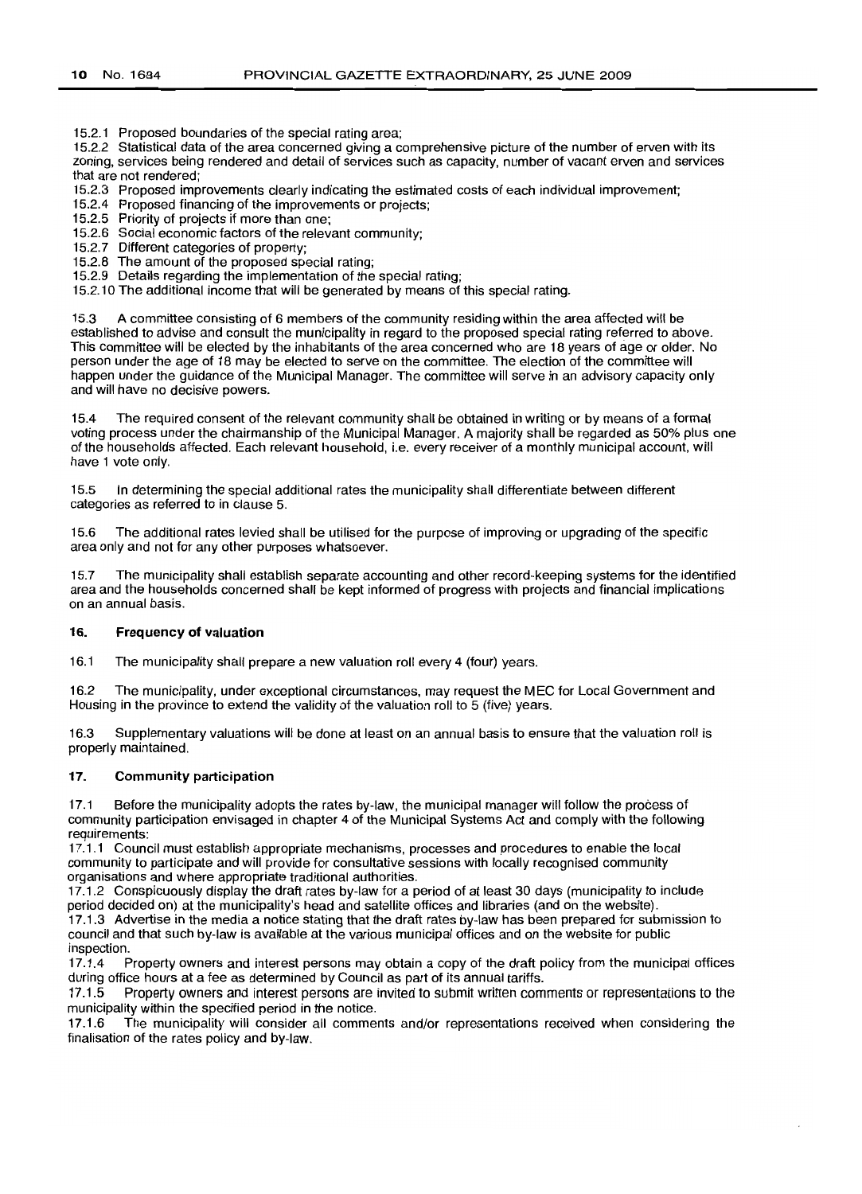15.2.1 Proposed boundaries of the special rating area;
15.2.2 Statistical data of the area concerned giving a comprehensive picture of the number of erven with its zoning, services being rendered and detail of services such as capacity, number of vacant erven and services that are not rendered;
15.2.3 Proposed improvements clearly indicating the estimated costs of each individual improvement;
15.2.4 Proposed financing of the improvements or projects;
15.2.5 Priority of projects if more than one;
15.2.6 Social economic factors of the relevant community;
15.2.7 Different categories of property;
15.2.8 The amount of the proposed special rating;
15.2.9 Details regarding the implementation of the special rating;
15.2.10 The additional income that will be generated by means of this special rating.

15.3 A committee consisting of 6 members of the community residing within the area affected will be established to advise and consult the municipality in regard to the proposed special rating referred to above. This committee will be elected by the inhabitants of the area concerned who are 18 years of age or older. No person under the age of 18 may be elected to serve on the committee. The election of the committee will happen under the guidance of the Municipal Manager. The committee will serve in an advisory capacity only and will have no decisive powers.

15.4 The required consent of the relevant community shall be obtained in writing or by means of a formal voting process under the chairmanship of the Municipal Manager. A majority shall be regarded as 50% plus one of the households affected. Each relevant household, i.e. every receiver of a monthly municipal account, will have 1 vote only.

15.5 In determining the special additional rates the municipality shall differentiate between different categories as referred to in clause 5.

15.6 The additional rates levied shall be utilised for the purpose of improving or upgrading of the specific area only and not for any other purposes whatsoever.

15.7 The municipality shall establish separate accounting and other record-keeping systems for the identified area and the households concerned shall be kept informed of progress with projects and financial implications on an annual basis.

## 16. Frequency of valuation

16.1 The municipality shall prepare a new valuation roll every 4 (four) years.

16.2 The municipality, under exceptional circumstances, may request the MEC for Local Government and Housing in the province to extend the validity of the valuation roll to 5 (five) years.

16.3 Supplementary valuations will be done at least on an annual basis to ensure that the valuation roll is properly maintained.

## 17. Community participation

17.1 Before the municipality adopts the rates by-law, the municipal manager will follow the process of community participation envisaged in chapter 4 of the Municipal Systems Act and comply with the following requirements:
17.1.1 Council must establish appropriate mechanisms, processes and procedures to enable the local community to participate and will provide for consultative sessions with locally recognised community organisations and where appropriate traditional authorities.
17.1.2 Conspicuously display the draft rates by-law for a period of at least 30 days (municipality to include period decided on) at the municipality's head and satellite offices and libraries (and on the website).
17.1.3 Advertise in the media a notice stating that the draft rates by-law has been prepared for submission to council and that such by-law is available at the various municipal offices and on the website for public inspection.
17.1.4 Property owners and interest persons may obtain a copy of the draft policy from the municipal offices during office hours at a fee as determined by Council as part of its annual tariffs.
17.1.5 Property owners and interest persons are invited to submit written comments or representations to the municipality within the specified period in the notice.
17.1.6 The municipality will consider all comments and/or representations received when considering the finalisation of the rates policy and by-law.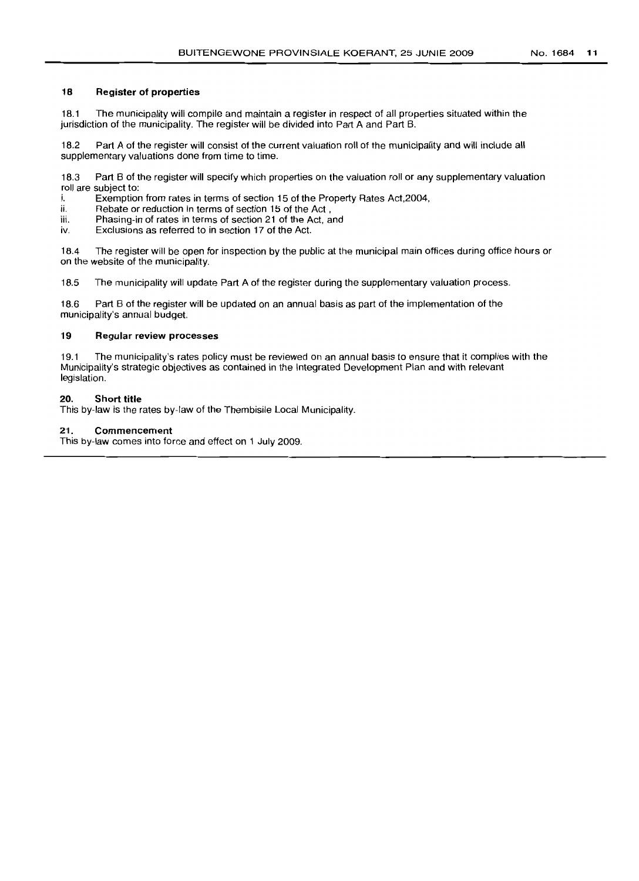### 18 Register of properties

18.1 The municipality will compile and maintain a register in respect of all properties situated within the jurisdiction of the municipality. The register will be divided into Part A and Part B.

18.2 Part A of the register will consist of the current valuation roll of the municipality and will include all supplementary valuations done from time to time.

18.3 Part B of the register will specify which properties on the valuation roll or any supplementary valuation roll are subject to:

i. Exemption from rates in terms of section 15 of the Property Rates Act,2004,
ii. Rebate or reduction in terms of section 15 of the Act ,
iii. Phasing-in of rates in terms of section 21 of the Act, and
iv. Exclusions as referred to in section 17 of the Act.

18.4 The register will be open for inspection by the public at the municipal main offices during office hours or on the website of the municipality.

18.5 The municipality will update Part A of the register during the supplementary valuation process.

18.6 Part B of the register will be updated on an annual basis as part of the implementation of the municipality's annual budget.

### 19 Regular review processes

19.1 The municipality's rates policy must be reviewed on an annual basis to ensure that it complies with the Municipality's strategic objectives as contained in the Integrated Development Plan and with relevant legislation.

### 20. Short title

This by-law is the rates by-law of the Thembisile Local Municipality.

### 21. Commencement

This by-law comes into force and effect on 1 July 2009.